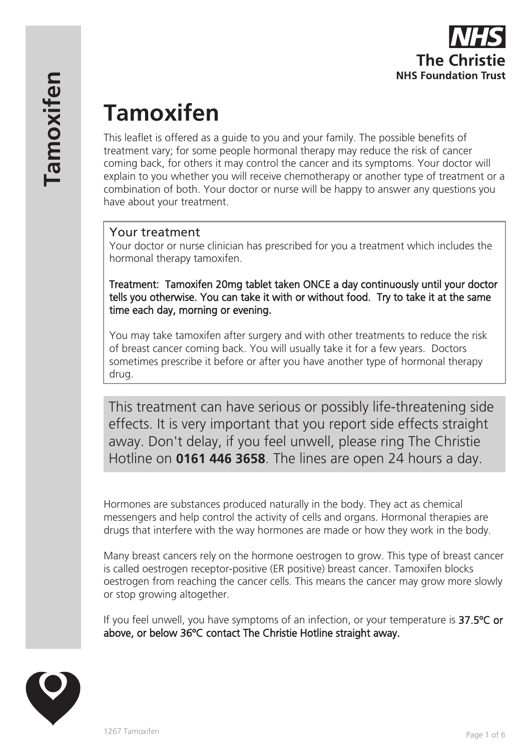# Tamoxifen

This leaflet is offered as a guide to you and your family. The possible benefits of treatment vary; for some people hormonal therapy may reduce the risk of cancer coming back, for others it may control the cancer and its symptoms. Your doctor will explain to you whether you will receive chemotherapy or another type of treatment or a combination of both. Your doctor or nurse will be happy to answer any questions you have about your treatment.

## Your treatment

Your doctor or nurse clinician has prescribed for you a treatment which includes the hormonal therapy tamoxifen.

Treatment: Tamoxifen 20mg tablet taken ONCE a day continuously until your doctor tells you otherwise. You can take it with or without food. Try to take it at the same time each day, morning or evening.

You may take tamoxifen after surgery and with other treatments to reduce the risk of breast cancer coming back. You will usually take it for a few years. Doctors sometimes prescribe it before or after you have another type of hormonal therapy drug.

This treatment can have serious or possibly life-threatening side effects. It is very important that you report side effects straight away. Don't delay, if you feel unwell, please ring The Christie Hotline on **0161 446 3658**. The lines are open 24 hours a day.

Hormones are substances produced naturally in the body. They act as chemical messengers and help control the activity of cells and organs. Hormonal therapies are drugs that interfere with the way hormones are made or how they work in the body.

Many breast cancers rely on the hormone oestrogen to grow. This type of breast cancer is called oestrogen receptor-positive (ER positive) breast cancer. Tamoxifen blocks oestrogen from reaching the cancer cells. This means the cancer may grow more slowly or stop growing altogether.

If you feel unwell, you have symptoms of an infection, or your temperature is 37.5°C or above, or below 36°C contact The Christie Hotline straight away.

1267 Tamoxifen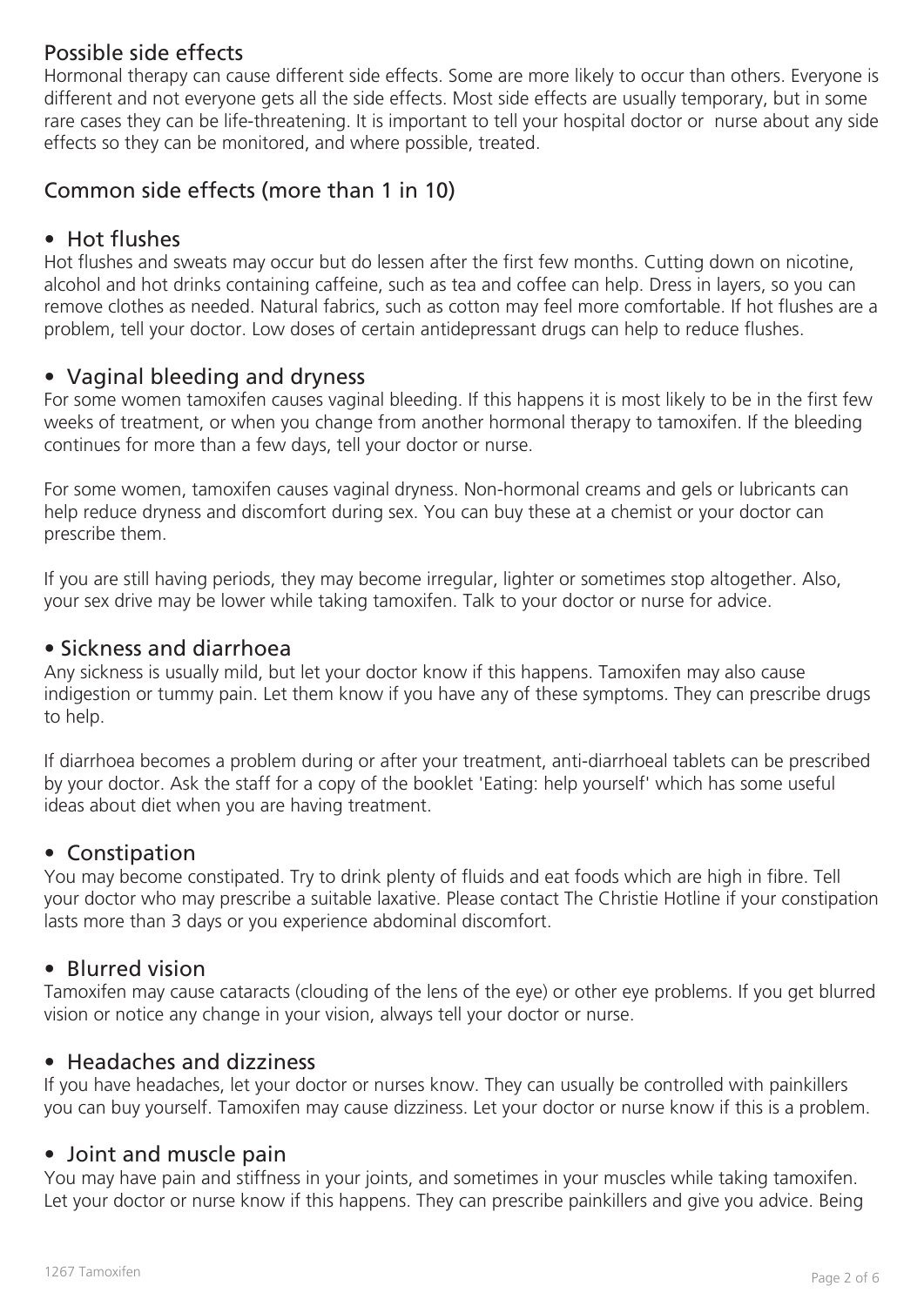## Possible side effects

Hormonal therapy can cause different side effects. Some are more likely to occur than others. Everyone is different and not everyone gets all the side effects. Most side effects are usually temporary, but in some rare cases they can be life-threatening. It is important to tell your hospital doctor or nurse about any side effects so they can be monitored, and where possible, treated.

## Common side effects (more than 1 in 10)

### • Hot flushes

Hot flushes and sweats may occur but do lessen after the first few months. Cutting down on nicotine, alcohol and hot drinks containing caffeine, such as tea and coffee can help. Dress in layers, so you can remove clothes as needed. Natural fabrics, such as cotton may feel more comfortable. If hot flushes are a problem, tell your doctor. Low doses of certain antidepressant drugs can help to reduce flushes.

### • Vaginal bleeding and dryness

For some women tamoxifen causes vaginal bleeding. If this happens it is most likely to be in the first few weeks of treatment, or when you change from another hormonal therapy to tamoxifen. If the bleeding continues for more than a few days, tell your doctor or nurse.

For some women, tamoxifen causes vaginal dryness. Non-hormonal creams and gels or lubricants can help reduce dryness and discomfort during sex. You can buy these at a chemist or your doctor can prescribe them.

If you are still having periods, they may become irregular, lighter or sometimes stop altogether. Also, your sex drive may be lower while taking tamoxifen. Talk to your doctor or nurse for advice.

### • Sickness and diarrhoea

Any sickness is usually mild, but let your doctor know if this happens. Tamoxifen may also cause indigestion or tummy pain. Let them know if you have any of these symptoms. They can prescribe drugs to help.

If diarrhoea becomes a problem during or after your treatment, anti-diarrhoeal tablets can be prescribed by your doctor. Ask the staff for a copy of the booklet 'Eating: help yourself' which has some useful ideas about diet when you are having treatment.

### • Constipation

You may become constipated. Try to drink plenty of fluids and eat foods which are high in fibre. Tell your doctor who may prescribe a suitable laxative. Please contact The Christie Hotline if your constipation lasts more than 3 days or you experience abdominal discomfort.

### • Blurred vision

Tamoxifen may cause cataracts (clouding of the lens of the eye) or other eye problems. If you get blurred vision or notice any change in your vision, always tell your doctor or nurse.

### • Headaches and dizziness

If you have headaches, let your doctor or nurses know. They can usually be controlled with painkillers you can buy yourself. Tamoxifen may cause dizziness. Let your doctor or nurse know if this is a problem.

### • Joint and muscle pain

You may have pain and stiffness in your joints, and sometimes in your muscles while taking tamoxifen. Let your doctor or nurse know if this happens. They can prescribe painkillers and give you advice. Being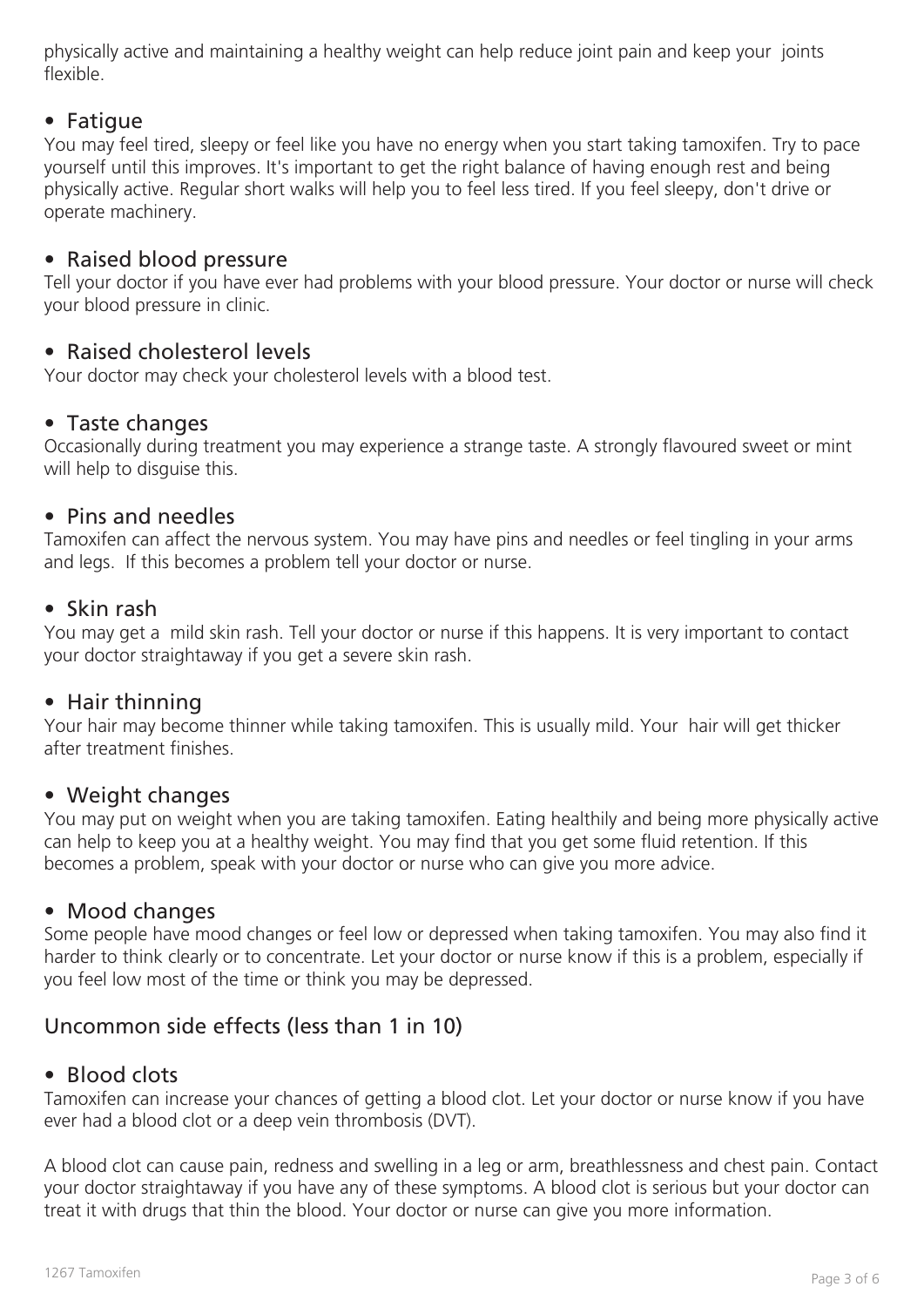physically active and maintaining a healthy weight can help reduce joint pain and keep your joints flexible.

- Fatigue

You may feel tired, sleepy or feel like you have no energy when you start taking tamoxifen. Try to pace yourself until this improves. It's important to get the right balance of having enough rest and being physically active. Regular short walks will help you to feel less tired. If you feel sleepy, don't drive or operate machinery.

- Raised blood pressure

Tell your doctor if you have ever had problems with your blood pressure. Your doctor or nurse will check your blood pressure in clinic.

- Raised cholesterol levels

Your doctor may check your cholesterol levels with a blood test.

- Taste changes

Occasionally during treatment you may experience a strange taste. A strongly flavoured sweet or mint will help to disguise this.

- Pins and needles

Tamoxifen can affect the nervous system. You may have pins and needles or feel tingling in your arms and legs. If this becomes a problem tell your doctor or nurse.

- Skin rash

You may get a mild skin rash. Tell your doctor or nurse if this happens. It is very important to contact your doctor straightaway if you get a severe skin rash.

- Hair thinning

Your hair may become thinner while taking tamoxifen. This is usually mild. Your hair will get thicker after treatment finishes.

- Weight changes

You may put on weight when you are taking tamoxifen. Eating healthily and being more physically active can help to keep you at a healthy weight. You may find that you get some fluid retention. If this becomes a problem, speak with your doctor or nurse who can give you more advice.

- Mood changes

Some people have mood changes or feel low or depressed when taking tamoxifen. You may also find it harder to think clearly or to concentrate. Let your doctor or nurse know if this is a problem, especially if you feel low most of the time or think you may be depressed.

## Uncommon side effects (less than 1 in 10)

- Blood clots

Tamoxifen can increase your chances of getting a blood clot. Let your doctor or nurse know if you have ever had a blood clot or a deep vein thrombosis (DVT).

A blood clot can cause pain, redness and swelling in a leg or arm, breathlessness and chest pain. Contact your doctor straightaway if you have any of these symptoms. A blood clot is serious but your doctor can treat it with drugs that thin the blood. Your doctor or nurse can give you more information.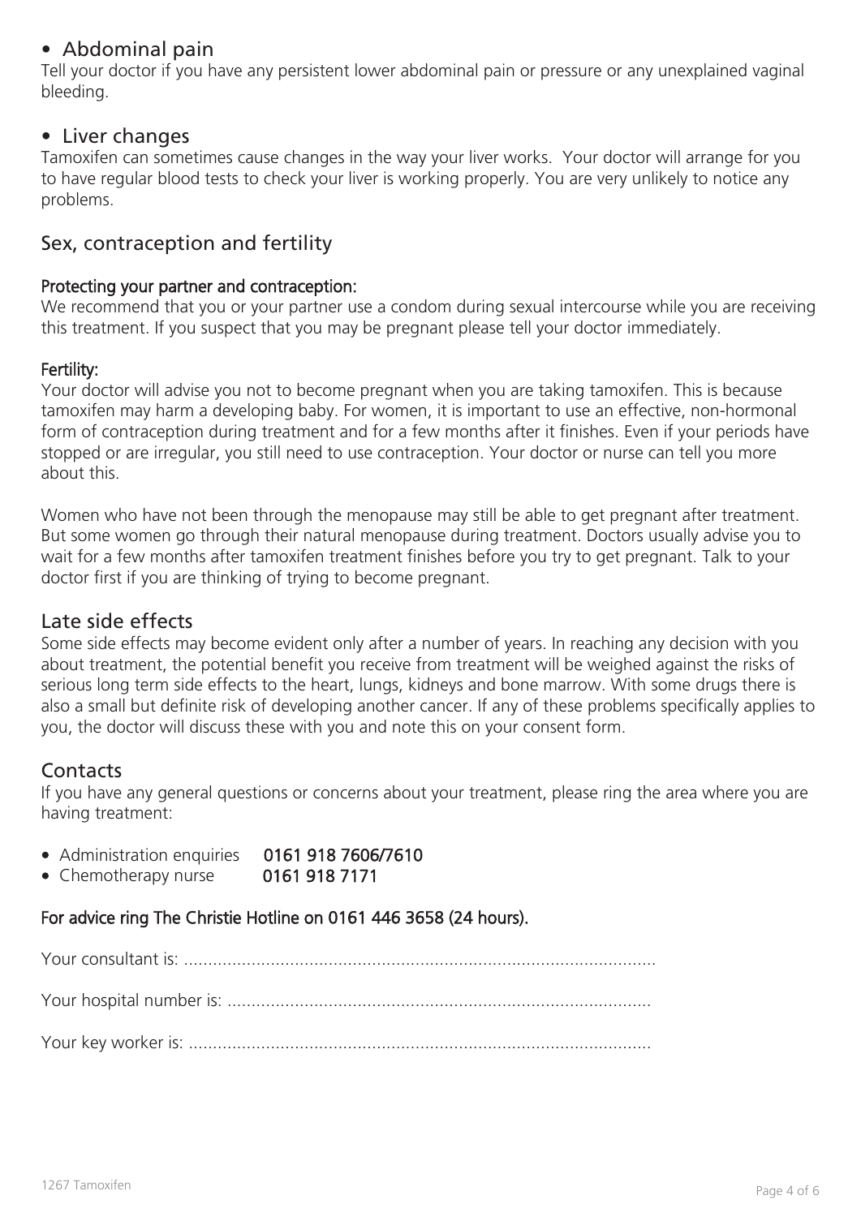- **Abdominal pain**

Tell your doctor if you have any persistent lower abdominal pain or pressure or any unexplained vaginal bleeding.

- **Liver changes**

Tamoxifen can sometimes cause changes in the way your liver works. Your doctor will arrange for you to have regular blood tests to check your liver is working properly. You are very unlikely to notice any problems.

## Sex, contraception and fertility

**Protecting your partner and contraception:**

We recommend that you or your partner use a condom during sexual intercourse while you are receiving this treatment. If you suspect that you may be pregnant please tell your doctor immediately.

**Fertility:**

Your doctor will advise you not to become pregnant when you are taking tamoxifen. This is because tamoxifen may harm a developing baby. For women, it is important to use an effective, non-hormonal form of contraception during treatment and for a few months after it finishes. Even if your periods have stopped or are irregular, you still need to use contraception. Your doctor or nurse can tell you more about this.

Women who have not been through the menopause may still be able to get pregnant after treatment. But some women go through their natural menopause during treatment. Doctors usually advise you to wait for a few months after tamoxifen treatment finishes before you try to get pregnant. Talk to your doctor first if you are thinking of trying to become pregnant.

## Late side effects

Some side effects may become evident only after a number of years. In reaching any decision with you about treatment, the potential benefit you receive from treatment will be weighed against the risks of serious long term side effects to the heart, lungs, kidneys and bone marrow. With some drugs there is also a small but definite risk of developing another cancer. If any of these problems specifically applies to you, the doctor will discuss these with you and note this on your consent form.

## Contacts

If you have any general questions or concerns about your treatment, please ring the area where you are having treatment:

- Administration enquiries **0161 918 7606/7610**
- Chemotherapy nurse **0161 918 7171**

**For advice ring The Christie Hotline on 0161 446 3658 (24 hours).**

Your consultant is: .................................................................................................

Your hospital number is: .......................................................................................

Your key worker is: ...............................................................................................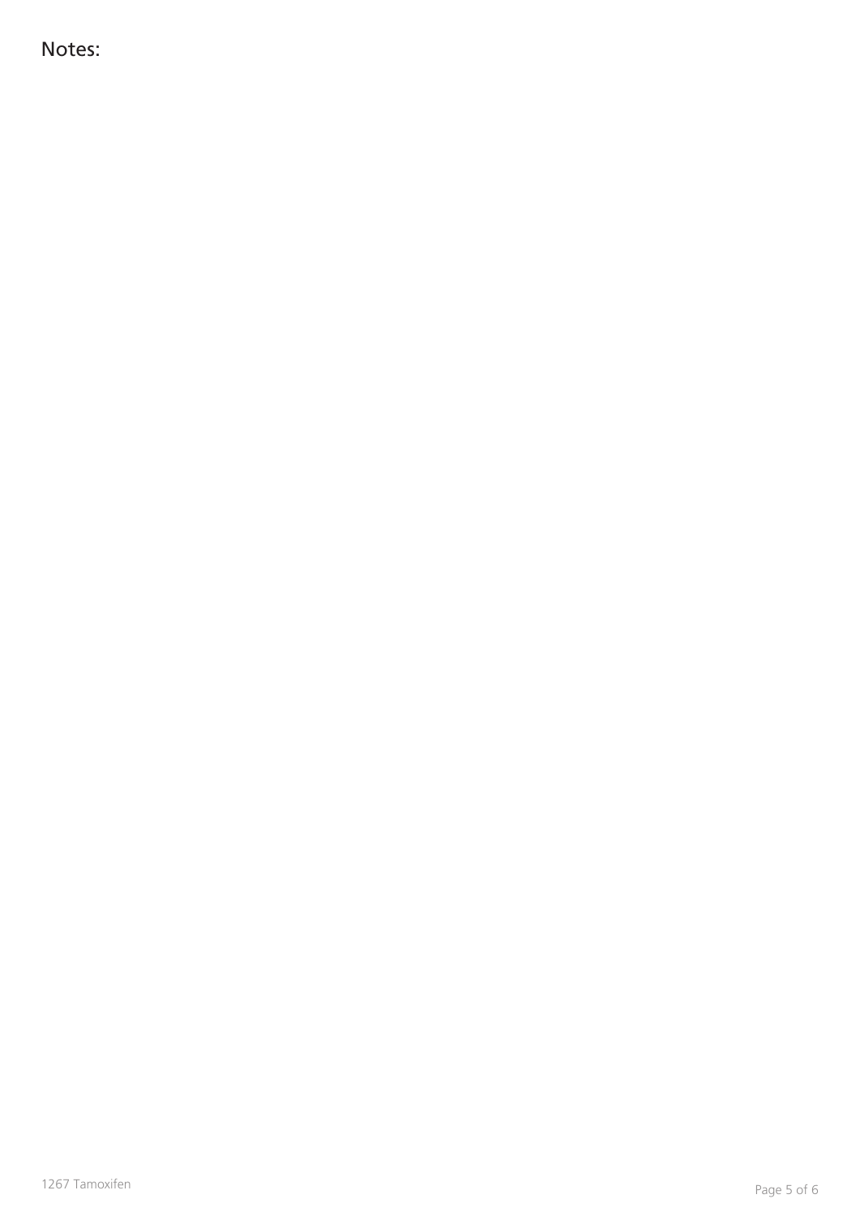Notes: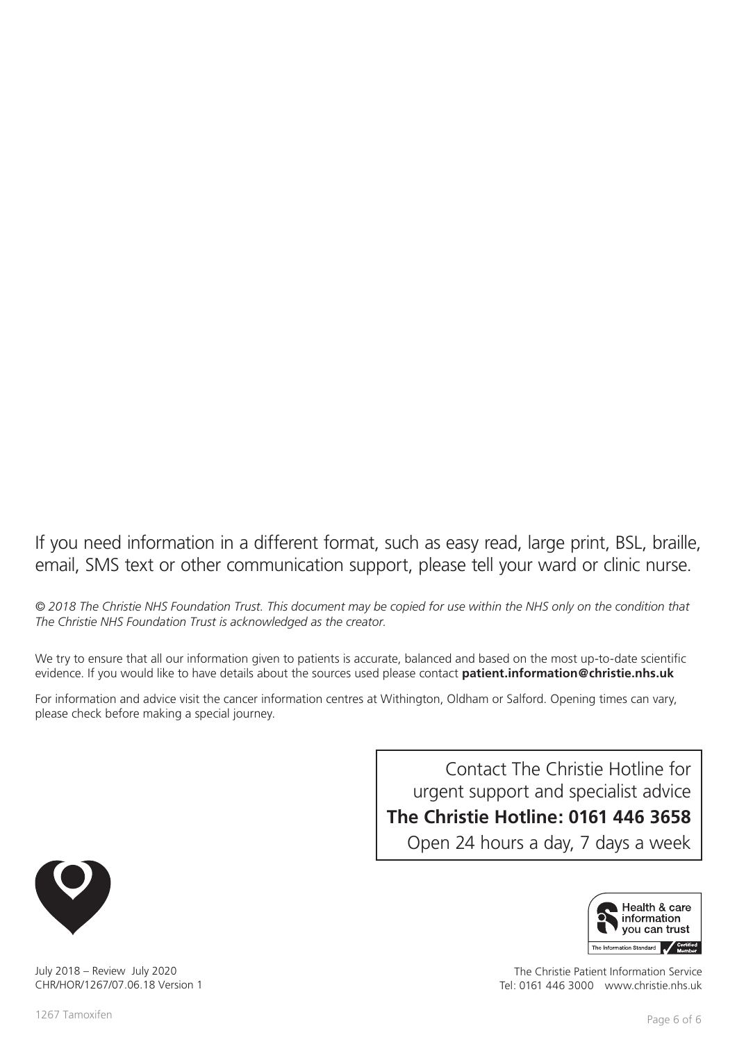If you need information in a different format, such as easy read, large print, BSL, braille, email, SMS text or other communication support, please tell your ward or clinic nurse.

*© 2018 The Christie NHS Foundation Trust. This document may be copied for use within the NHS only on the condition that The Christie NHS Foundation Trust is acknowledged as the creator.*

We try to ensure that all our information given to patients is accurate, balanced and based on the most up-to-date scientific evidence. If you would like to have details about the sources used please contact **patient.information@christie.nhs.uk**

For information and advice visit the cancer information centres at Withington, Oldham or Salford. Opening times can vary, please check before making a special journey.

Contact The Christie Hotline for urgent support and specialist advice
**The Christie Hotline: 0161 446 3658**
Open 24 hours a day, 7 days a week

Health & care information you can trust
The Information Standard — Certified Member

July 2018 – Review July 2020
CHR/HOR/1267/07.06.18 Version 1

The Christie Patient Information Service
Tel: 0161 446 3000 www.christie.nhs.uk

1267 Tamoxifen